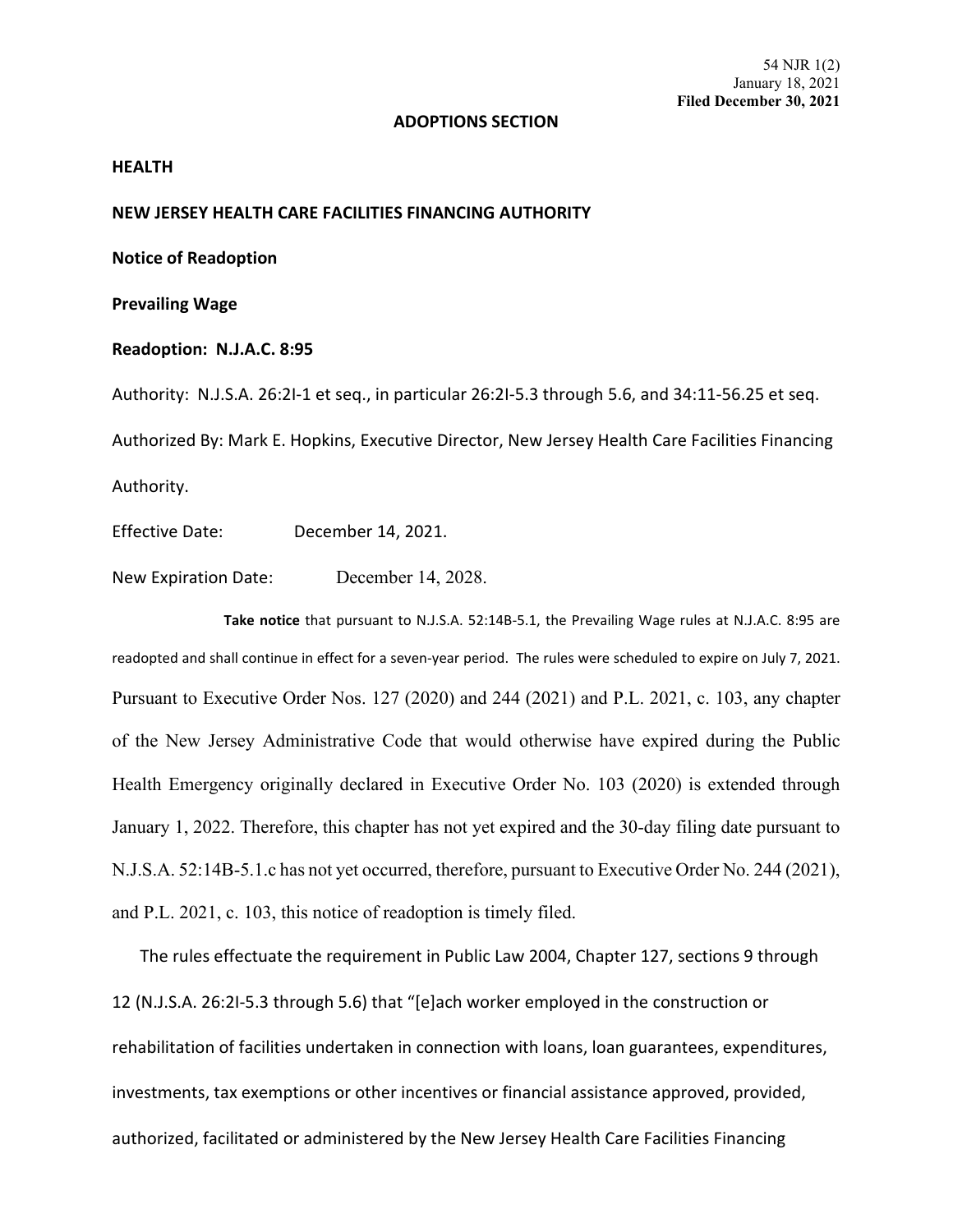54 NJR 1(2)
January 18, 2021
**Filed December 30, 2021**

**ADOPTIONS SECTION**

**HEALTH**

**NEW JERSEY HEALTH CARE FACILITIES FINANCING AUTHORITY**

**Notice of Readoption**

**Prevailing Wage**

**Readoption: N.J.A.C. 8:95**

Authority: N.J.S.A. 26:2I-1 et seq., in particular 26:2I-5.3 through 5.6, and 34:11-56.25 et seq.

Authorized By: Mark E. Hopkins, Executive Director, New Jersey Health Care Facilities Financing Authority.

Effective Date: December 14, 2021.

New Expiration Date: December 14, 2028.

**Take notice** that pursuant to N.J.S.A. 52:14B-5.1, the Prevailing Wage rules at N.J.A.C. 8:95 are readopted and shall continue in effect for a seven-year period. The rules were scheduled to expire on July 7, 2021. Pursuant to Executive Order Nos. 127 (2020) and 244 (2021) and P.L. 2021, c. 103, any chapter of the New Jersey Administrative Code that would otherwise have expired during the Public Health Emergency originally declared in Executive Order No. 103 (2020) is extended through January 1, 2022. Therefore, this chapter has not yet expired and the 30-day filing date pursuant to N.J.S.A. 52:14B-5.1.c has not yet occurred, therefore, pursuant to Executive Order No. 244 (2021), and P.L. 2021, c. 103, this notice of readoption is timely filed.

The rules effectuate the requirement in Public Law 2004, Chapter 127, sections 9 through 12 (N.J.S.A. 26:2I-5.3 through 5.6) that "[e]ach worker employed in the construction or rehabilitation of facilities undertaken in connection with loans, loan guarantees, expenditures, investments, tax exemptions or other incentives or financial assistance approved, provided, authorized, facilitated or administered by the New Jersey Health Care Facilities Financing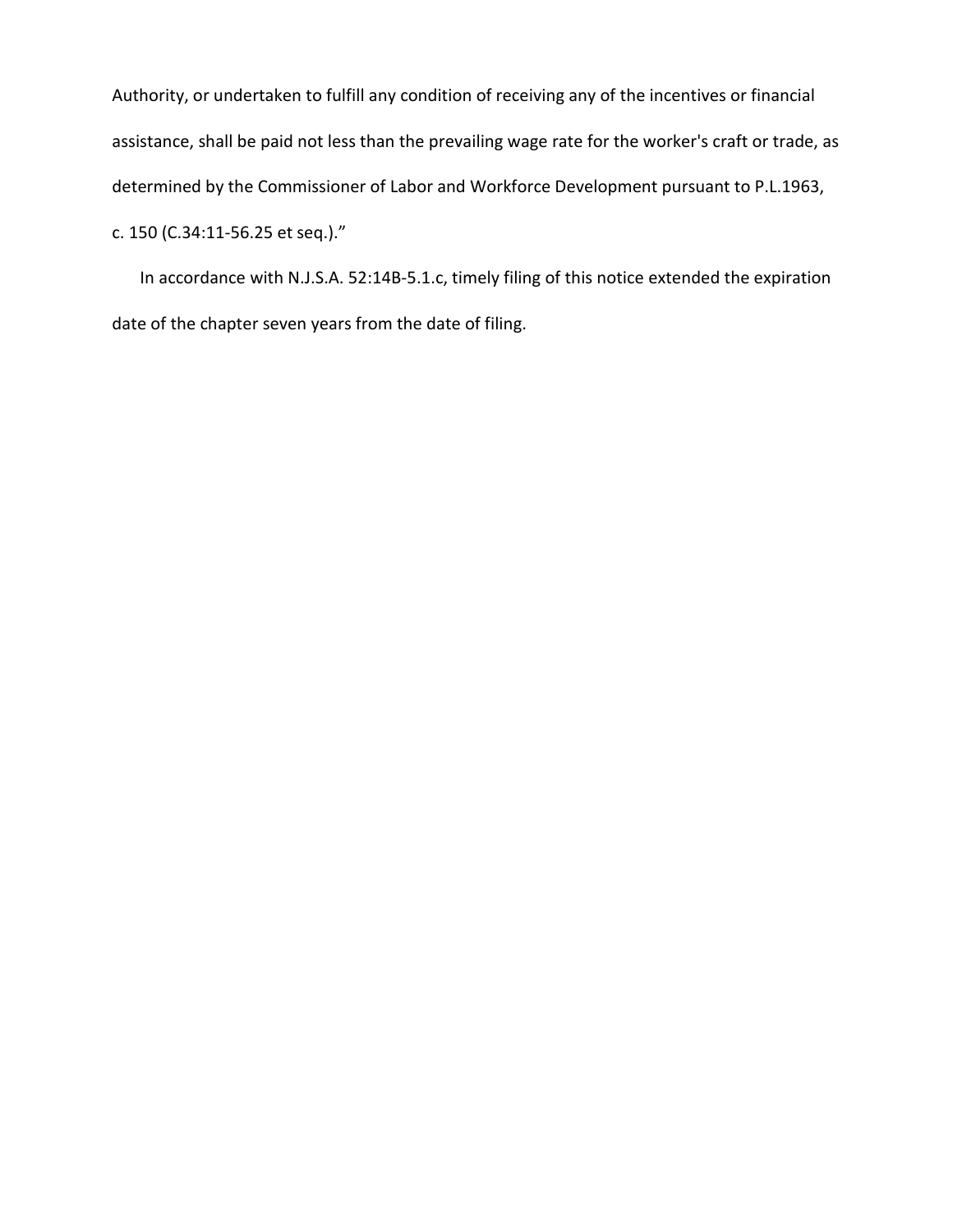Authority, or undertaken to fulfill any condition of receiving any of the incentives or financial assistance, shall be paid not less than the prevailing wage rate for the worker's craft or trade, as determined by the Commissioner of Labor and Workforce Development pursuant to P.L.1963, c. 150 (C.34:11-56.25 et seq.)."

In accordance with N.J.S.A. 52:14B-5.1.c, timely filing of this notice extended the expiration date of the chapter seven years from the date of filing.